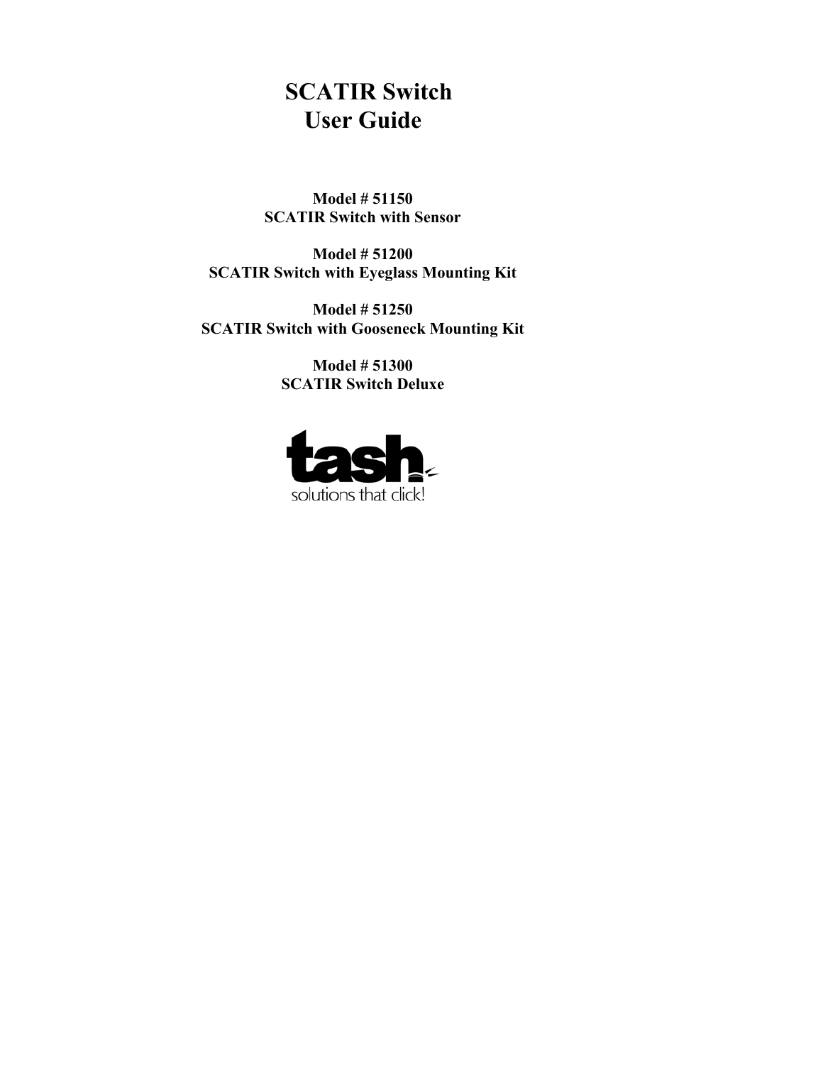# SCATIR Switch User Guide

**Model # 51150**
**SCATIR Switch with Sensor**

**Model # 51200**
**SCATIR Switch with Eyeglass Mounting Kit**

**Model # 51250**
**SCATIR Switch with Gooseneck Mounting Kit**

**Model # 51300**
**SCATIR Switch Deluxe**

tash
solutions that click!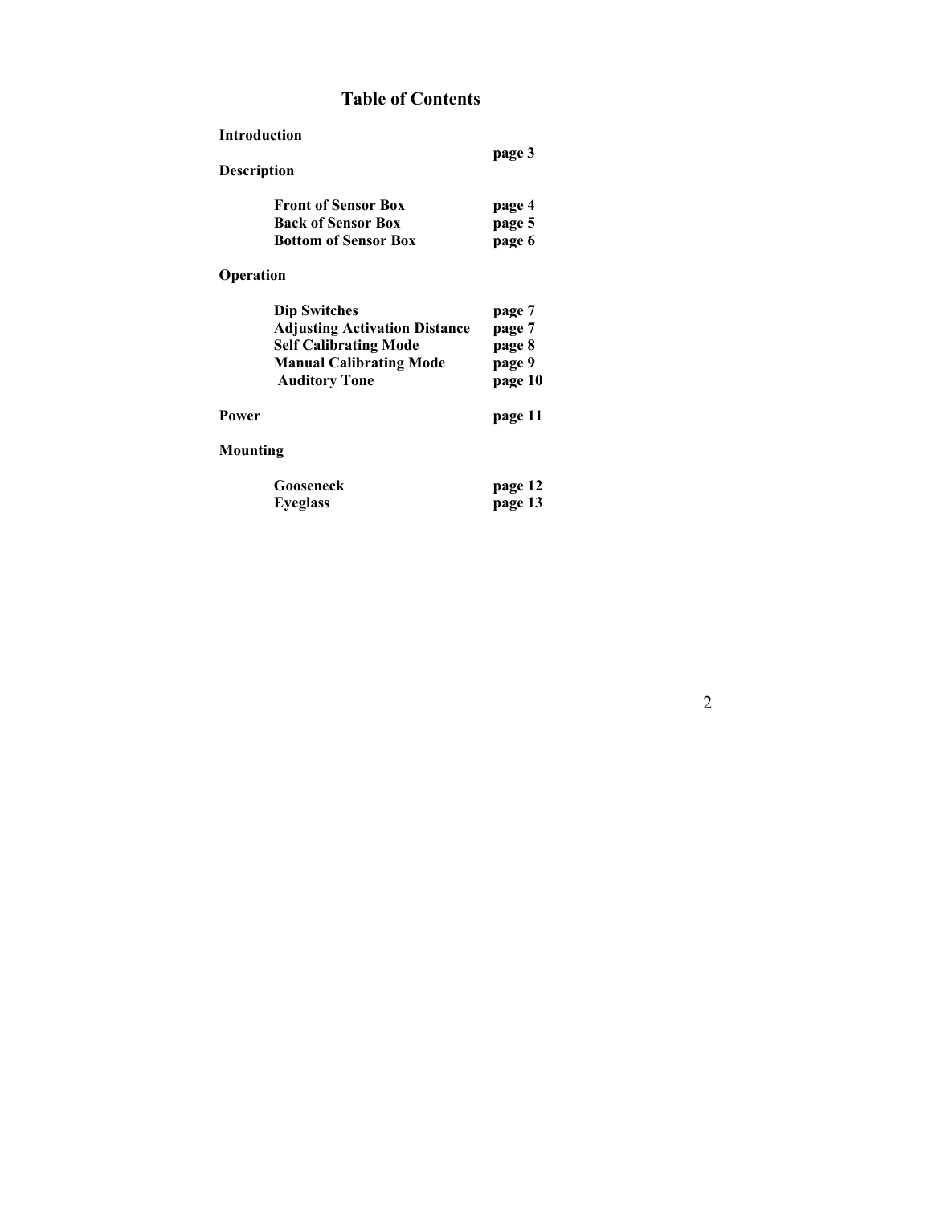# Table of Contents

**Introduction** **page 3**

**Description**

- **Front of Sensor Box** **page 4**
- **Back of Sensor Box** **page 5**
- **Bottom of Sensor Box** **page 6**

**Operation**

- **Dip Switches** **page 7**
- **Adjusting Activation Distance** **page 7**
- **Self Calibrating Mode** **page 8**
- **Manual Calibrating Mode** **page 9**
- **Auditory Tone** **page 10**

**Power** **page 11**

**Mounting**

- **Gooseneck** **page 12**
- **Eyeglass** **page 13**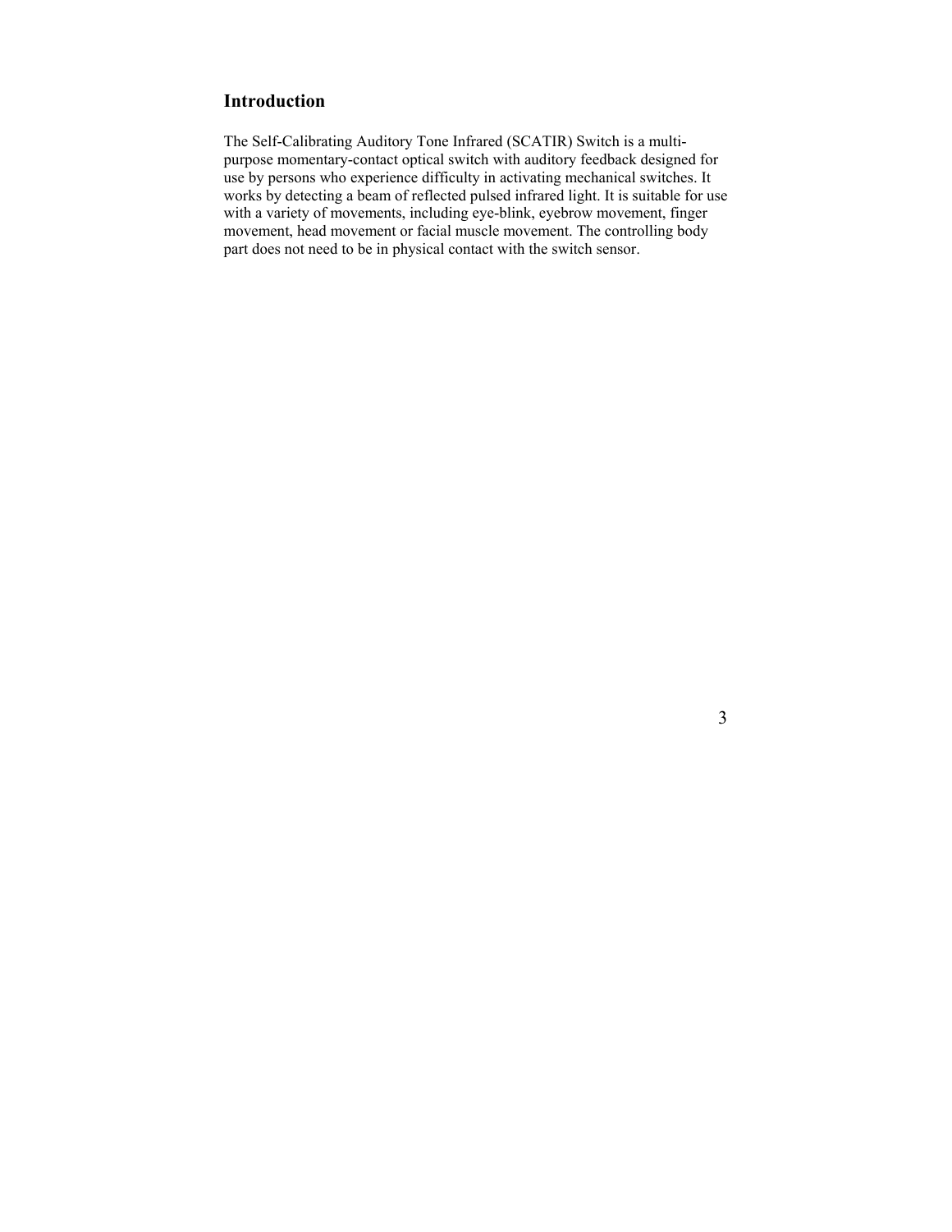## Introduction

The Self-Calibrating Auditory Tone Infrared (SCATIR) Switch is a multi-purpose momentary-contact optical switch with auditory feedback designed for use by persons who experience difficulty in activating mechanical switches. It works by detecting a beam of reflected pulsed infrared light. It is suitable for use with a variety of movements, including eye-blink, eyebrow movement, finger movement, head movement or facial muscle movement. The controlling body part does not need to be in physical contact with the switch sensor.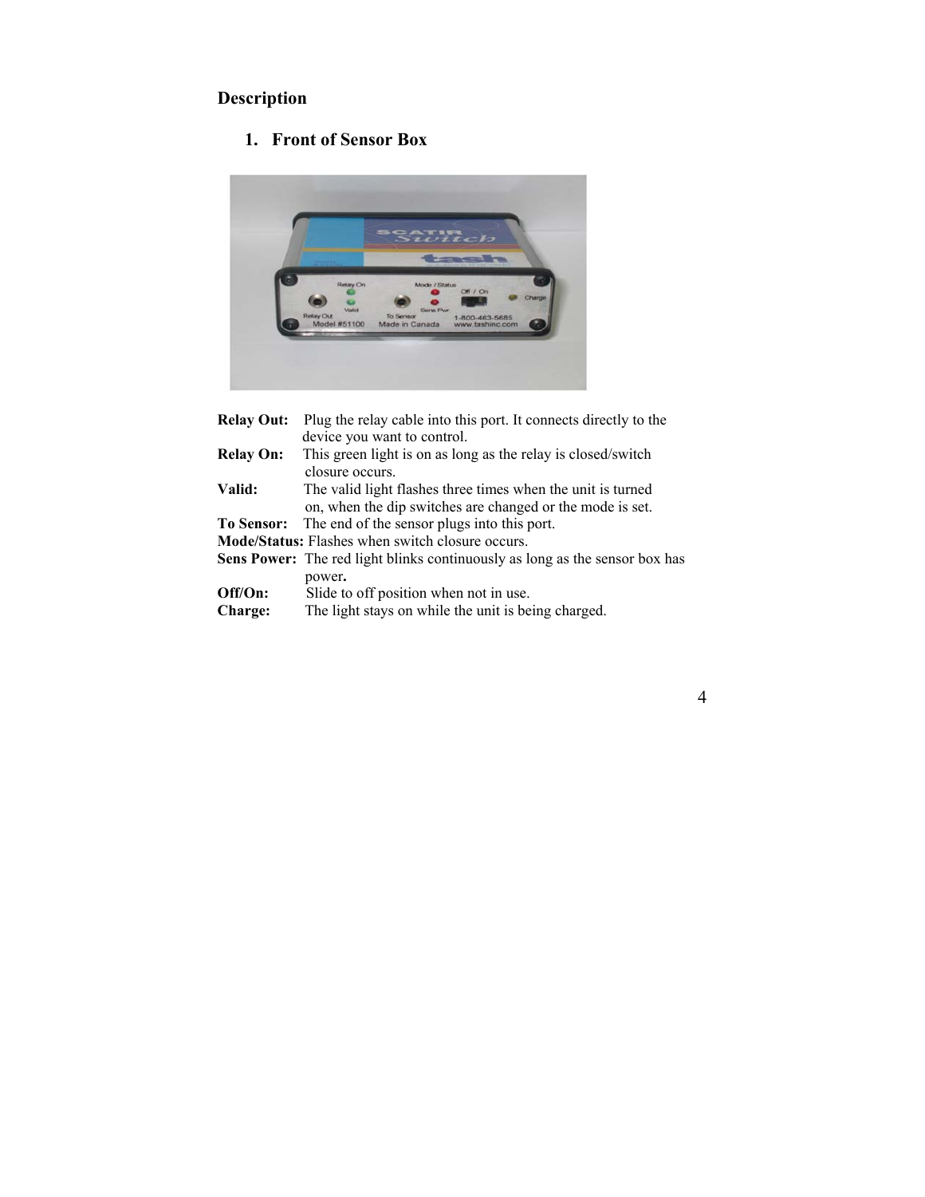## Description

### 1. Front of Sensor Box

**Relay Out:** Plug the relay cable into this port. It connects directly to the device you want to control.
**Relay On:** This green light is on as long as the relay is closed/switch closure occurs.
**Valid:** The valid light flashes three times when the unit is turned on, when the dip switches are changed or the mode is set.
**To Sensor:** The end of the sensor plugs into this port.
**Mode/Status:** Flashes when switch closure occurs.
**Sens Power:** The red light blinks continuously as long as the sensor box has power**.**
**Off/On:** Slide to off position when not in use.
**Charge:** The light stays on while the unit is being charged.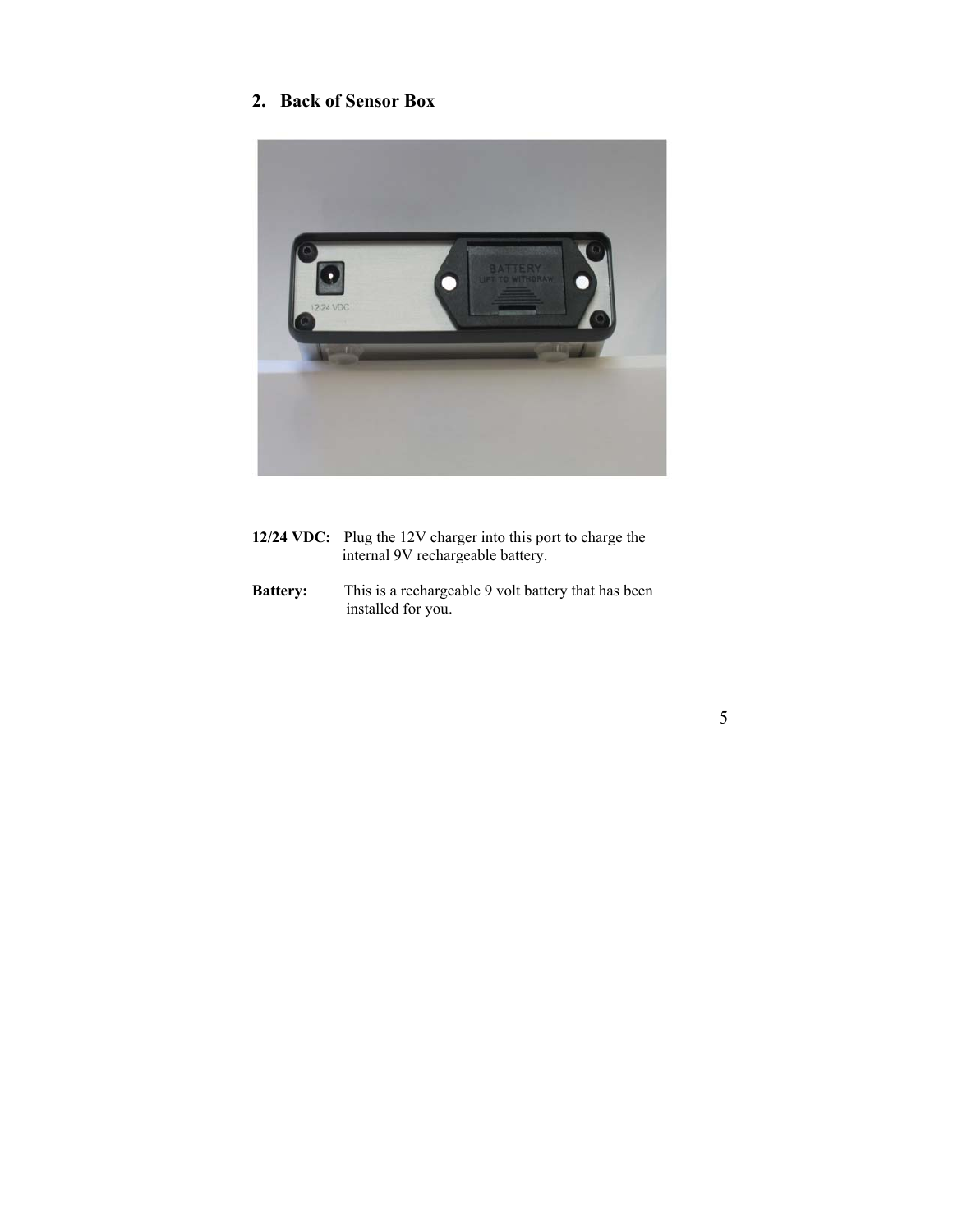## 2. Back of Sensor Box

**12/24 VDC:** Plug the 12V charger into this port to charge the internal 9V rechargeable battery.

**Battery:** This is a rechargeable 9 volt battery that has been installed for you.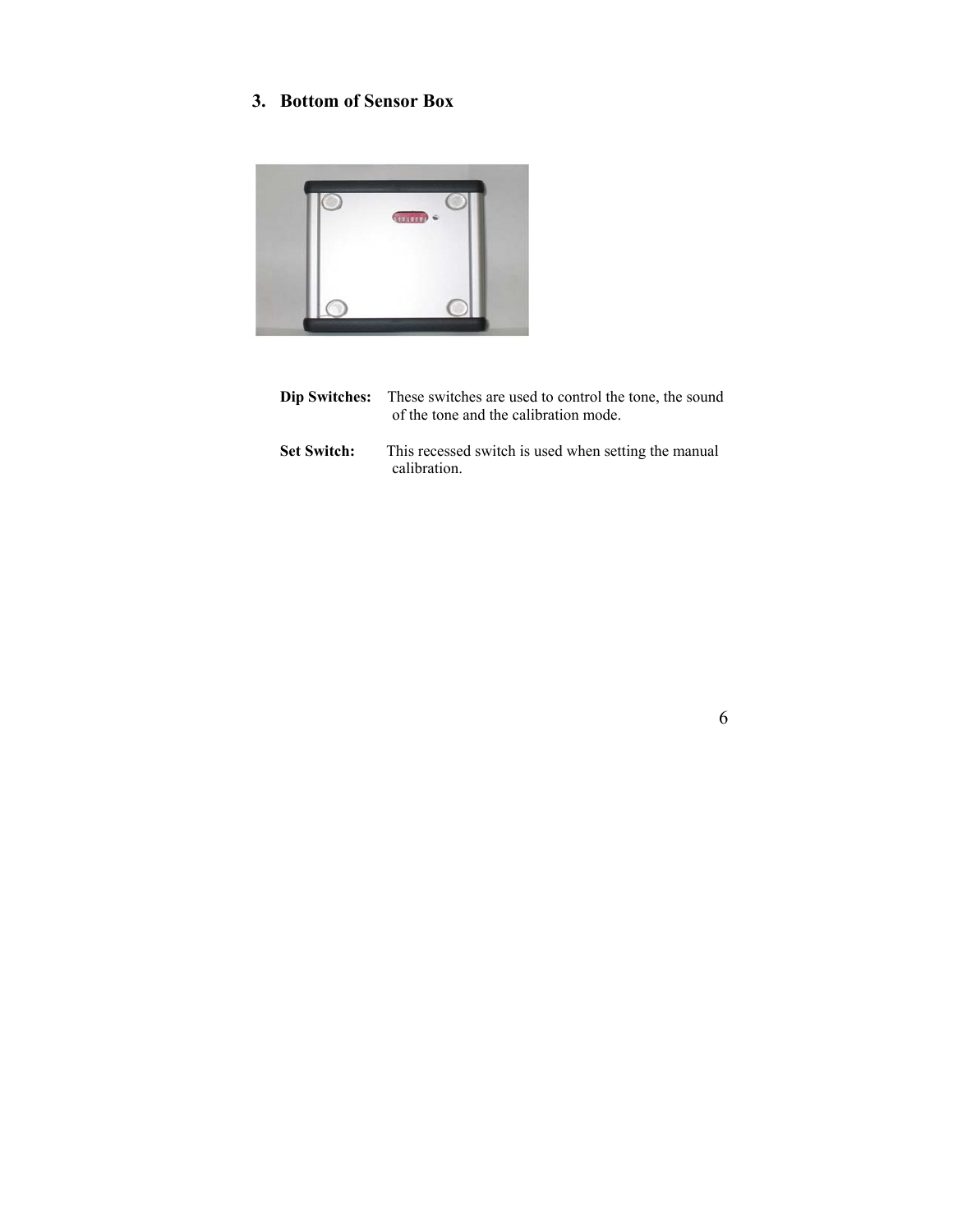## 3. Bottom of Sensor Box

**Dip Switches:** These switches are used to control the tone, the sound of the tone and the calibration mode.

**Set Switch:** This recessed switch is used when setting the manual calibration.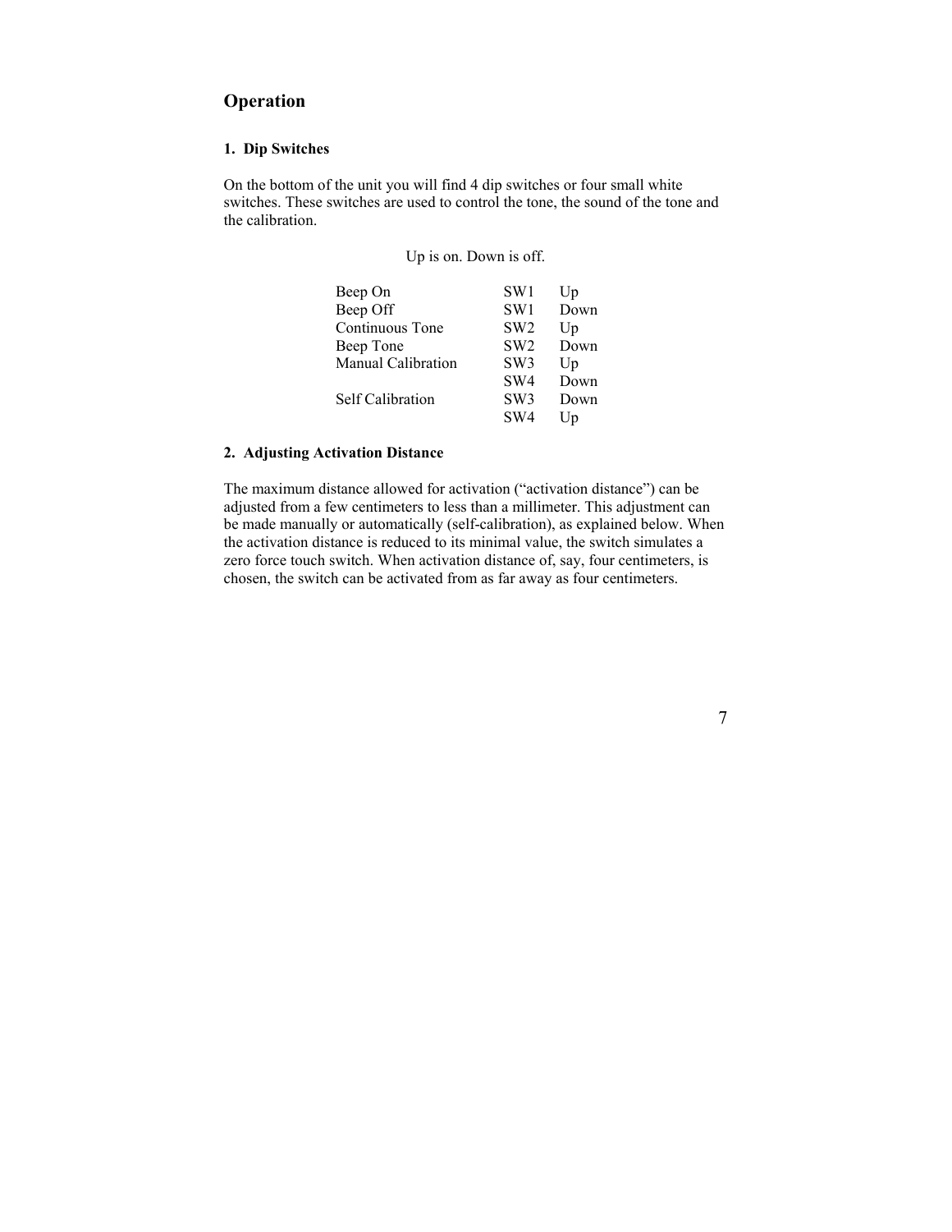## Operation

### 1. Dip Switches

On the bottom of the unit you will find 4 dip switches or four small white switches. These switches are used to control the tone, the sound of the tone and the calibration.

Up is on. Down is off.

| Function | Switch | Position |
|---|---|---|
| Beep On | SW1 | Up |
| Beep Off | SW1 | Down |
| Continuous Tone | SW2 | Up |
| Beep Tone | SW2 | Down |
| Manual Calibration | SW3 | Up |
| | SW4 | Down |
| Self Calibration | SW3 | Down |
| | SW4 | Up |

### 2. Adjusting Activation Distance

The maximum distance allowed for activation ("activation distance") can be adjusted from a few centimeters to less than a millimeter. This adjustment can be made manually or automatically (self-calibration), as explained below. When the activation distance is reduced to its minimal value, the switch simulates a zero force touch switch. When activation distance of, say, four centimeters, is chosen, the switch can be activated from as far away as four centimeters.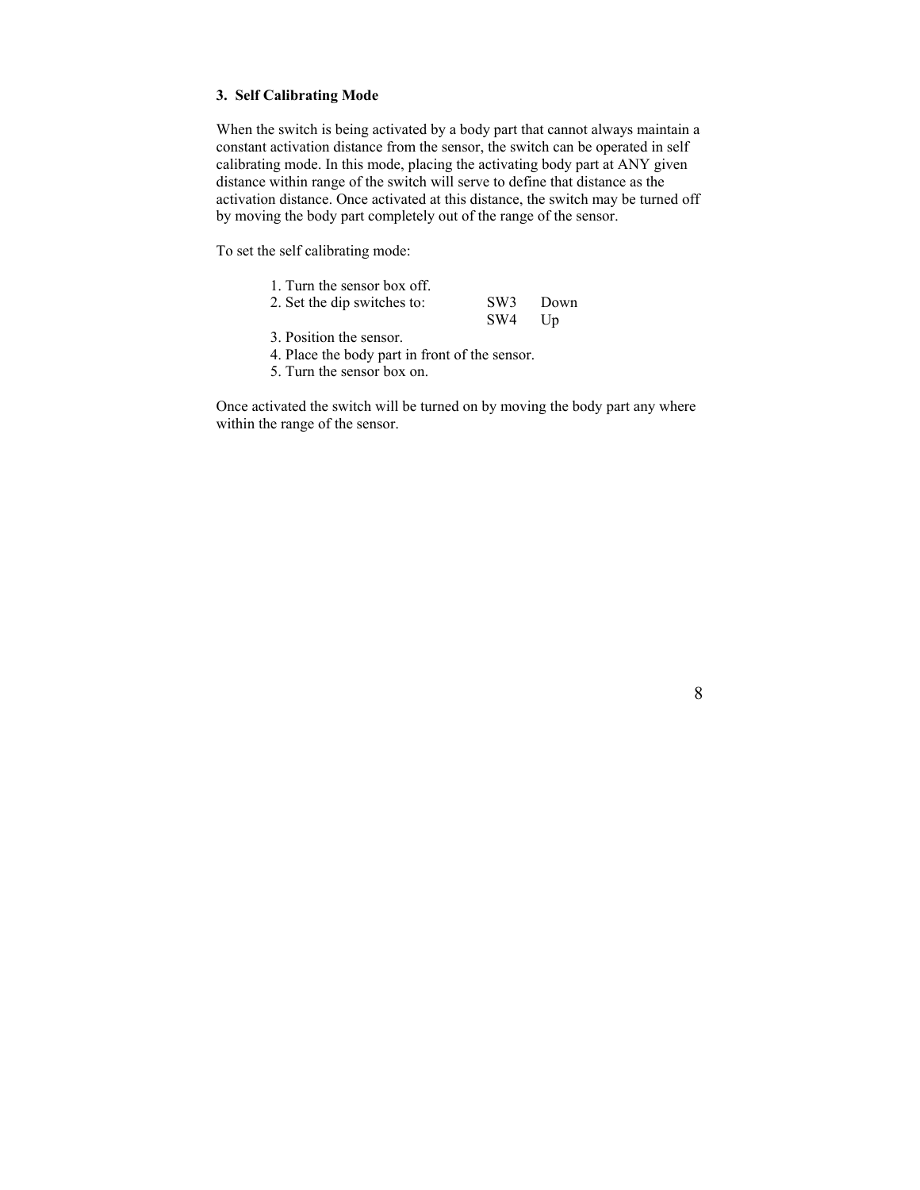### 3. Self Calibrating Mode

When the switch is being activated by a body part that cannot always maintain a constant activation distance from the sensor, the switch can be operated in self calibrating mode. In this mode, placing the activating body part at ANY given distance within range of the switch will serve to define that distance as the activation distance. Once activated at this distance, the switch may be turned off by moving the body part completely out of the range of the sensor.

To set the self calibrating mode:

1. Turn the sensor box off.
2. Set the dip switches to: SW3 Down
   SW4 Up
3. Position the sensor.
4. Place the body part in front of the sensor.
5. Turn the sensor box on.

Once activated the switch will be turned on by moving the body part any where within the range of the sensor.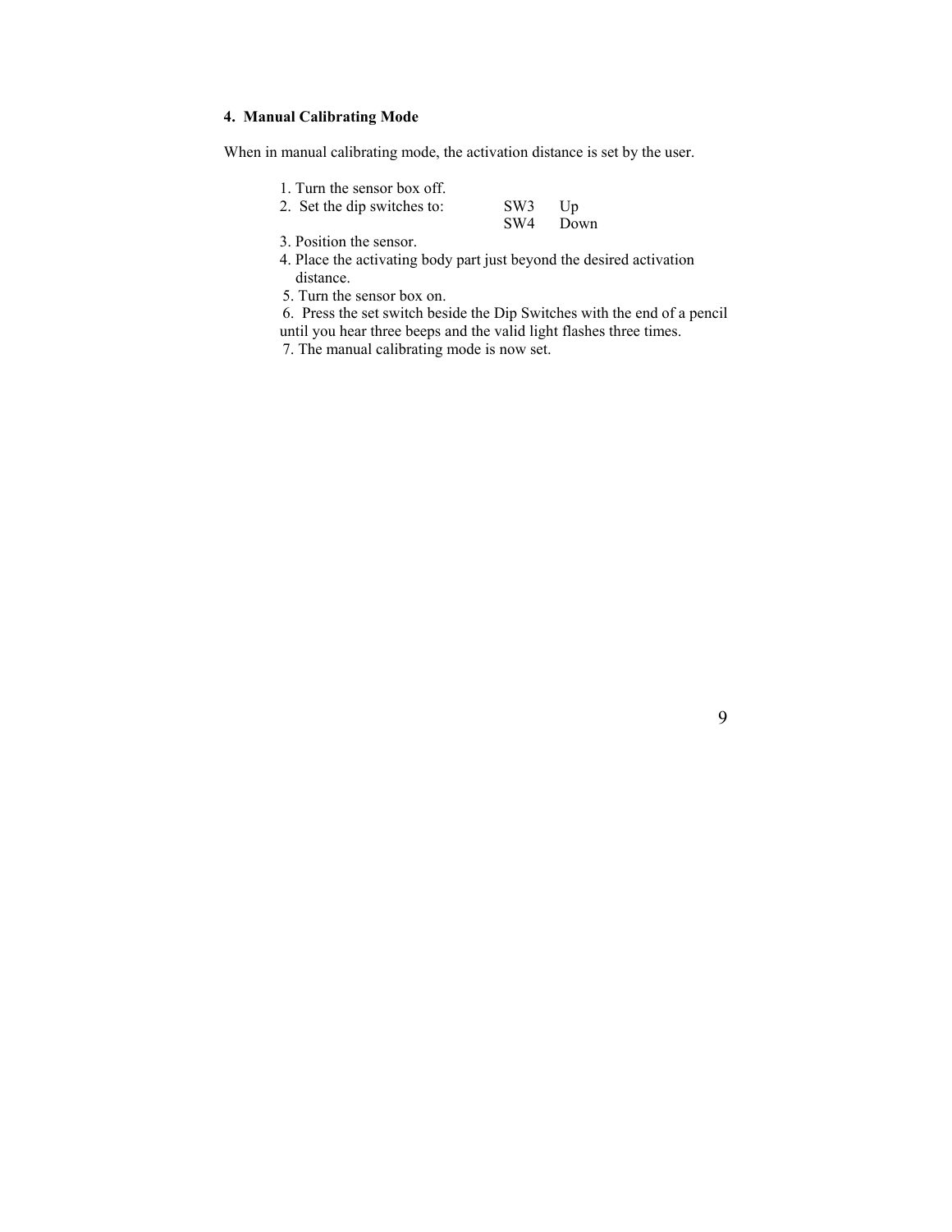## 4. Manual Calibrating Mode

When in manual calibrating mode, the activation distance is set by the user.

1. Turn the sensor box off.
2. Set the dip switches to: SW3 Up
   SW4 Down
3. Position the sensor.
4. Place the activating body part just beyond the desired activation distance.
5. Turn the sensor box on.
6. Press the set switch beside the Dip Switches with the end of a pencil until you hear three beeps and the valid light flashes three times.
7. The manual calibrating mode is now set.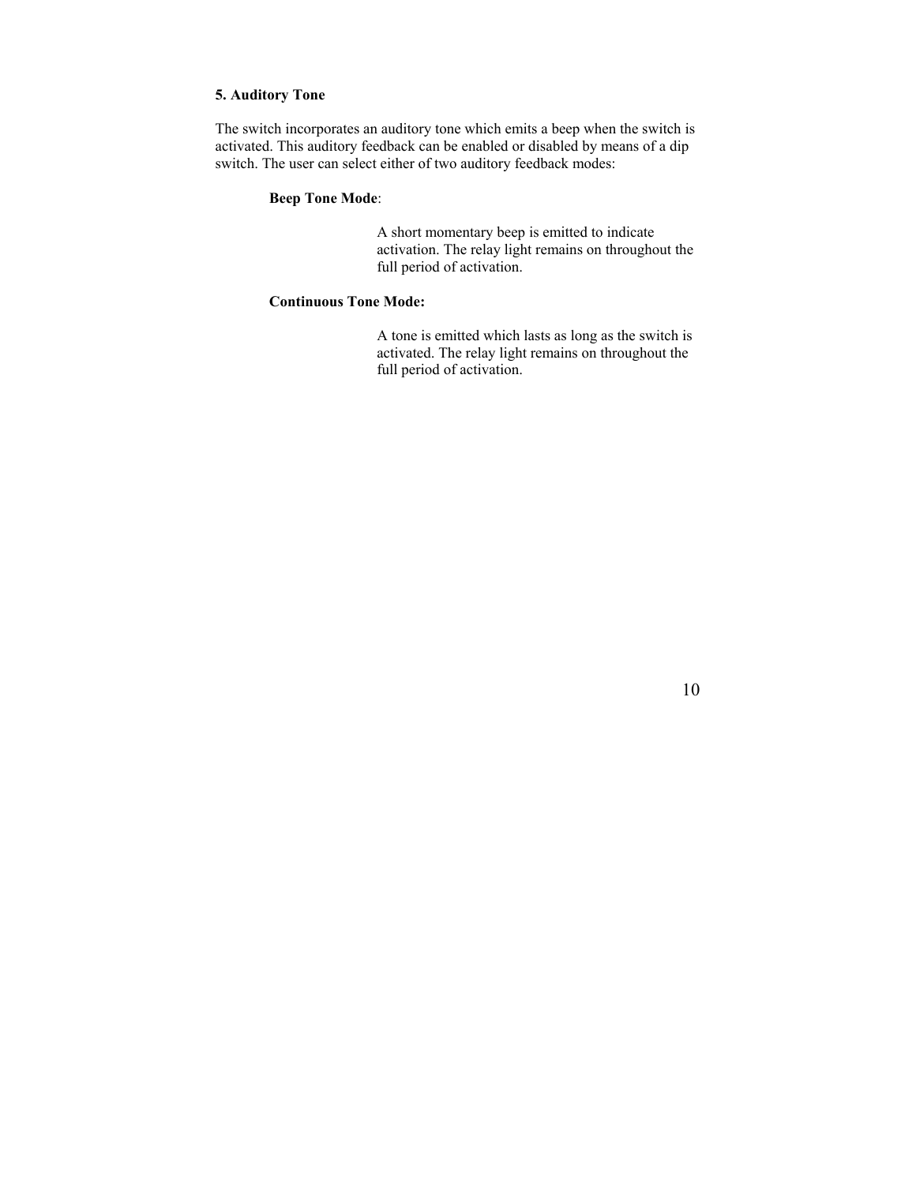## 5. Auditory Tone

The switch incorporates an auditory tone which emits a beep when the switch is activated. This auditory feedback can be enabled or disabled by means of a dip switch. The user can select either of two auditory feedback modes:

**Beep Tone Mode**:

A short momentary beep is emitted to indicate activation. The relay light remains on throughout the full period of activation.

**Continuous Tone Mode:**

A tone is emitted which lasts as long as the switch is activated. The relay light remains on throughout the full period of activation.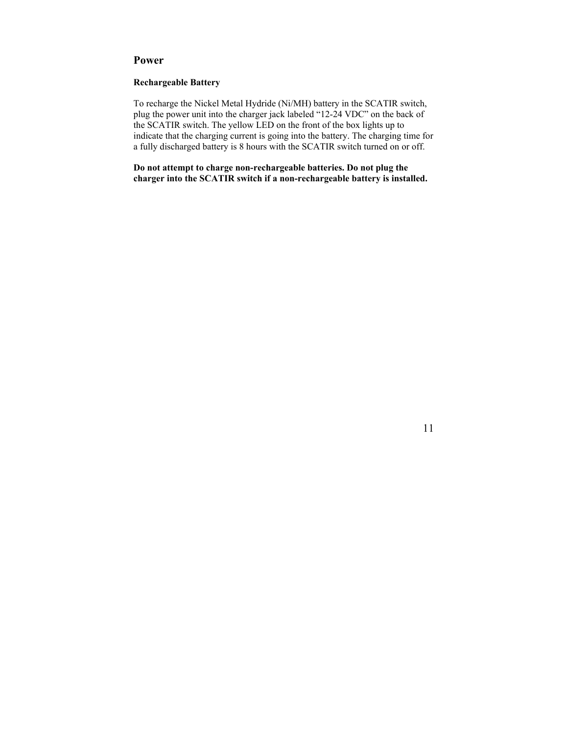# Power

### Rechargeable Battery

To recharge the Nickel Metal Hydride (Ni/MH) battery in the SCATIR switch, plug the power unit into the charger jack labeled “12-24 VDC” on the back of the SCATIR switch. The yellow LED on the front of the box lights up to indicate that the charging current is going into the battery. The charging time for a fully discharged battery is 8 hours with the SCATIR switch turned on or off.

**Do not attempt to charge non-rechargeable batteries. Do not plug the charger into the SCATIR switch if a non-rechargeable battery is installed.**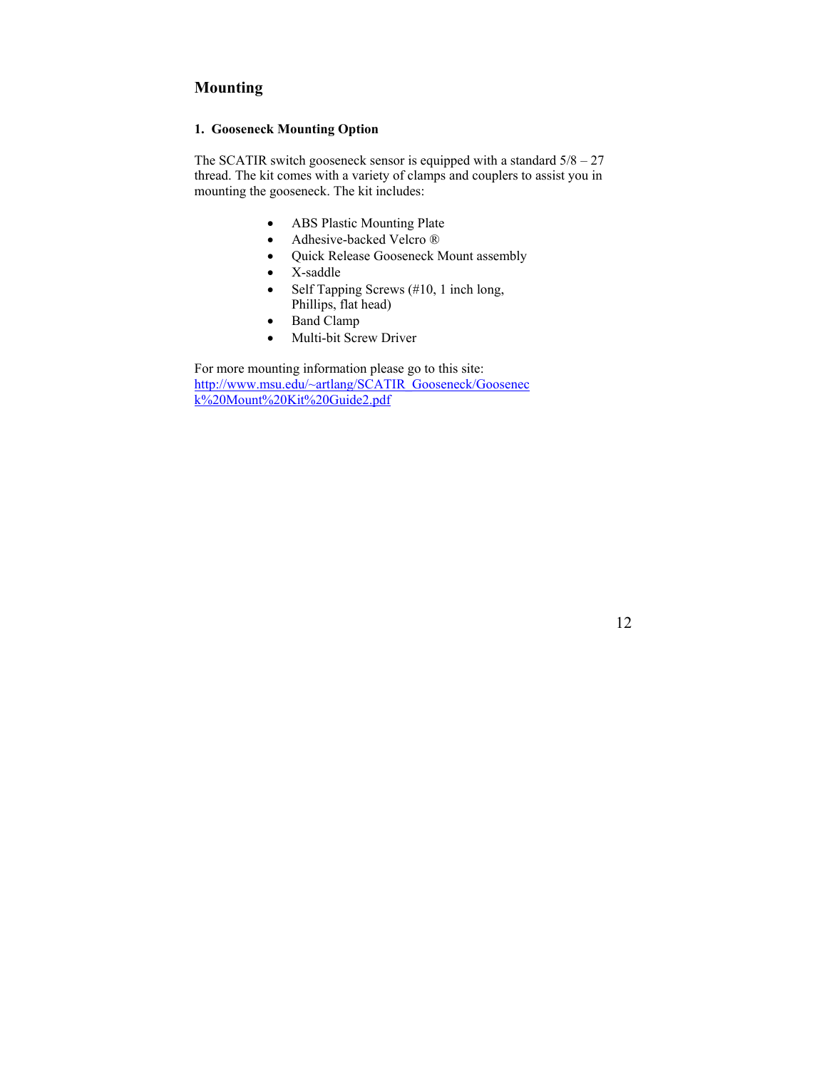## Mounting

### 1. Gooseneck Mounting Option

The SCATIR switch gooseneck sensor is equipped with a standard 5/8 – 27 thread. The kit comes with a variety of clamps and couplers to assist you in mounting the gooseneck. The kit includes:

- ABS Plastic Mounting Plate
- Adhesive-backed Velcro ®
- Quick Release Gooseneck Mount assembly
- X-saddle
- Self Tapping Screws (#10, 1 inch long, Phillips, flat head)
- Band Clamp
- Multi-bit Screw Driver

For more mounting information please go to this site:
[http://www.msu.edu/~artlang/SCATIR_Gooseneck/Gooseneck%20Mount%20Kit%20Guide2.pdf](http://www.msu.edu/~artlang/SCATIR_Gooseneck/Gooseneck%20Mount%20Kit%20Guide2.pdf)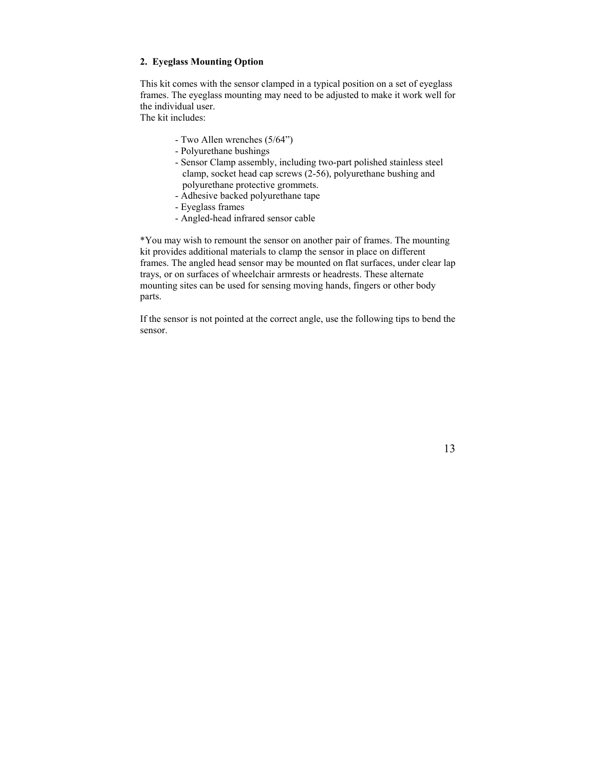## 2. Eyeglass Mounting Option

This kit comes with the sensor clamped in a typical position on a set of eyeglass frames. The eyeglass mounting may need to be adjusted to make it work well for the individual user.
The kit includes:

- Two Allen wrenches (5/64")
- Polyurethane bushings
- Sensor Clamp assembly, including two-part polished stainless steel clamp, socket head cap screws (2-56), polyurethane bushing and polyurethane protective grommets.
- Adhesive backed polyurethane tape
- Eyeglass frames
- Angled-head infrared sensor cable

*You may wish to remount the sensor on another pair of frames. The mounting kit provides additional materials to clamp the sensor in place on different frames. The angled head sensor may be mounted on flat surfaces, under clear lap trays, or on surfaces of wheelchair armrests or headrests. These alternate mounting sites can be used for sensing moving hands, fingers or other body parts.

If the sensor is not pointed at the correct angle, use the following tips to bend the sensor.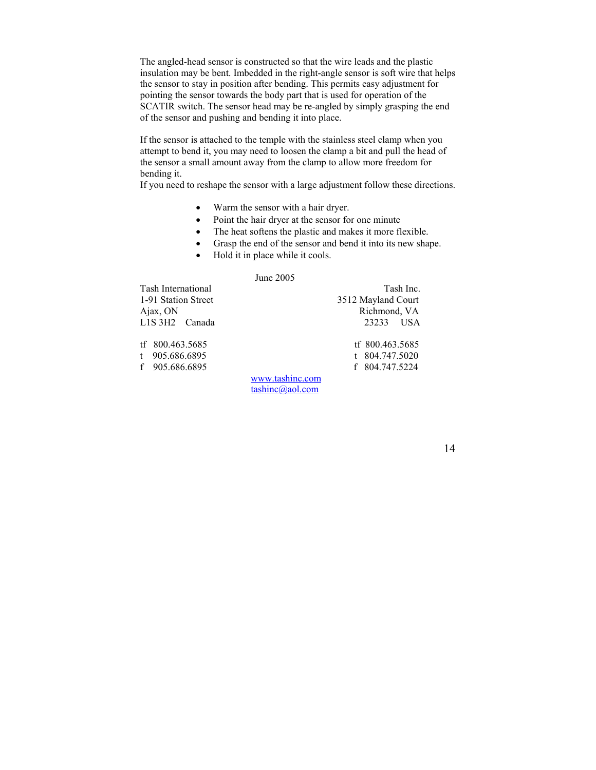The angled-head sensor is constructed so that the wire leads and the plastic insulation may be bent. Imbedded in the right-angle sensor is soft wire that helps the sensor to stay in position after bending. This permits easy adjustment for pointing the sensor towards the body part that is used for operation of the SCATIR switch. The sensor head may be re-angled by simply grasping the end of the sensor and pushing and bending it into place.

If the sensor is attached to the temple with the stainless steel clamp when you attempt to bend it, you may need to loosen the clamp a bit and pull the head of the sensor a small amount away from the clamp to allow more freedom for bending it.
If you need to reshape the sensor with a large adjustment follow these directions.

- Warm the sensor with a hair dryer.
- Point the hair dryer at the sensor for one minute
- The heat softens the plastic and makes it more flexible.
- Grasp the end of the sensor and bend it into its new shape.
- Hold it in place while it cools.

June 2005

Tash International
1-91 Station Street
Ajax, ON
L1S 3H2 Canada

tf 800.463.5685
t 905.686.6895
f 905.686.6895

Tash Inc.
3512 Mayland Court
Richmond, VA
23233 USA

tf 800.463.5685
t 804.747.5020
f 804.747.5224

www.tashinc.com
tashinc@aol.com